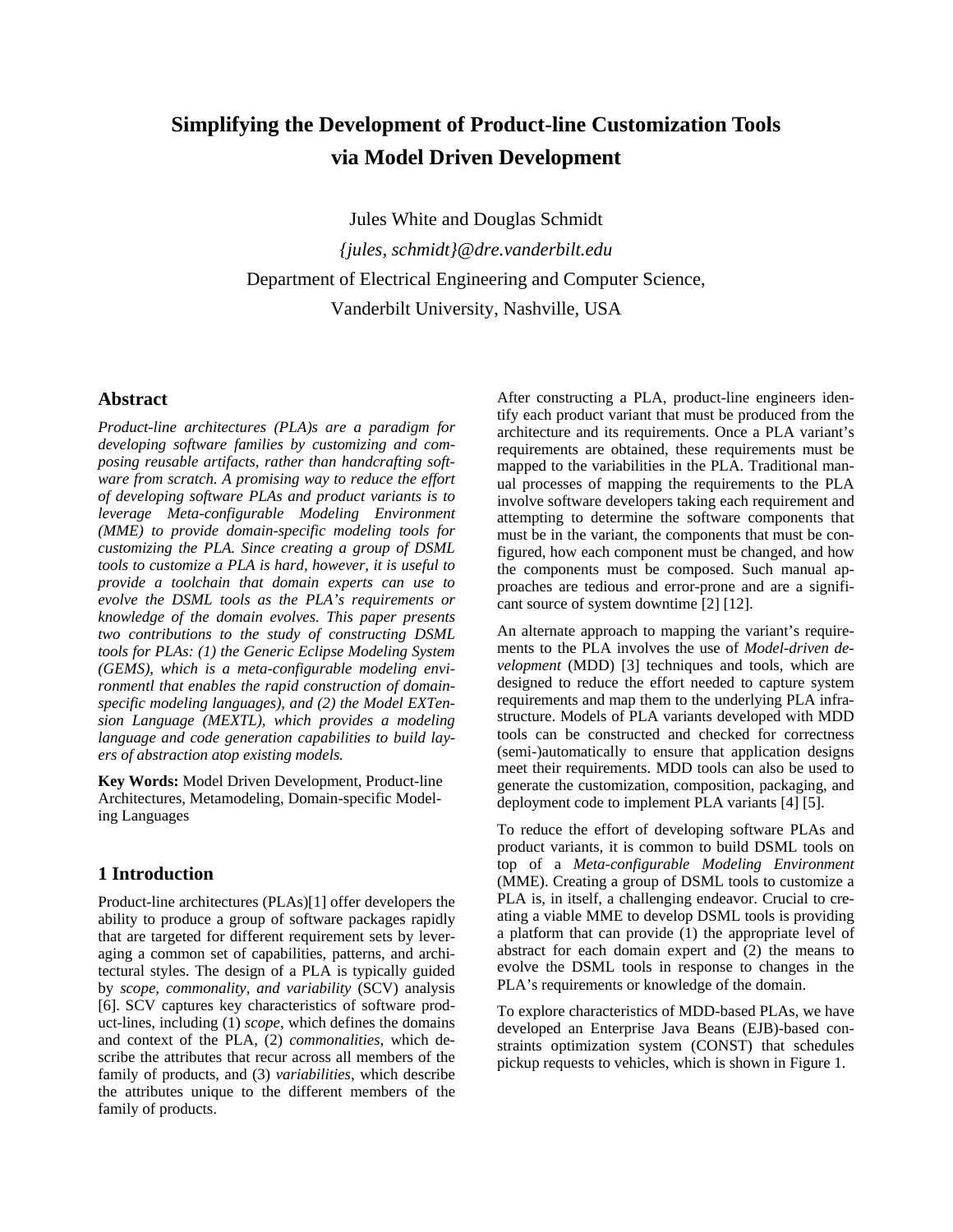# Simplifying the Development of Product-line Customization Tools via Model Driven Development

Jules White and Douglas Schmidt

*{jules, schmidt}@dre.vanderbilt.edu*

Department of Electrical Engineering and Computer Science,

Vanderbilt University, Nashville, USA

## Abstract

*Product-line architectures (PLA)s are a paradigm for developing software families by customizing and composing reusable artifacts, rather than handcrafting software from scratch. A promising way to reduce the effort of developing software PLAs and product variants is to leverage Meta-configurable Modeling Environment (MME) to provide domain-specific modeling tools for customizing the PLA. Since creating a group of DSML tools to customize a PLA is hard, however, it is useful to provide a toolchain that domain experts can use to evolve the DSML tools as the PLA's requirements or knowledge of the domain evolves. This paper presents two contributions to the study of constructing DSML tools for PLAs: (1) the Generic Eclipse Modeling System (GEMS), which is a meta-configurable modeling environmentl that enables the rapid construction of domain-specific modeling languages), and (2) the Model EXTension Language (MEXTL), which provides a modeling language and code generation capabilities to build layers of abstraction atop existing models.*

**Key Words:** Model Driven Development, Product-line Architectures, Metamodeling, Domain-specific Modeling Languages

## 1 Introduction

Product-line architectures (PLAs)[1] offer developers the ability to produce a group of software packages rapidly that are targeted for different requirement sets by leveraging a common set of capabilities, patterns, and architectural styles. The design of a PLA is typically guided by *scope, commonality, and variability* (SCV) analysis [6]. SCV captures key characteristics of software product-lines, including (1) *scope*, which defines the domains and context of the PLA, (2) *commonalities*, which describe the attributes that recur across all members of the family of products, and (3) *variabilities*, which describe the attributes unique to the different members of the family of products.

After constructing a PLA, product-line engineers identify each product variant that must be produced from the architecture and its requirements. Once a PLA variant's requirements are obtained, these requirements must be mapped to the variabilities in the PLA. Traditional manual processes of mapping the requirements to the PLA involve software developers taking each requirement and attempting to determine the software components that must be in the variant, the components that must be configured, how each component must be changed, and how the components must be composed. Such manual approaches are tedious and error-prone and are a significant source of system downtime [2] [12].

An alternate approach to mapping the variant's requirements to the PLA involves the use of *Model-driven development* (MDD) [3] techniques and tools, which are designed to reduce the effort needed to capture system requirements and map them to the underlying PLA infrastructure. Models of PLA variants developed with MDD tools can be constructed and checked for correctness (semi-)automatically to ensure that application designs meet their requirements. MDD tools can also be used to generate the customization, composition, packaging, and deployment code to implement PLA variants [4] [5].

To reduce the effort of developing software PLAs and product variants, it is common to build DSML tools on top of a *Meta-configurable Modeling Environment* (MME). Creating a group of DSML tools to customize a PLA is, in itself, a challenging endeavor. Crucial to creating a viable MME to develop DSML tools is providing a platform that can provide (1) the appropriate level of abstract for each domain expert and (2) the means to evolve the DSML tools in response to changes in the PLA's requirements or knowledge of the domain.

To explore characteristics of MDD-based PLAs, we have developed an Enterprise Java Beans (EJB)-based constraints optimization system (CONST) that schedules pickup requests to vehicles, which is shown in Figure 1.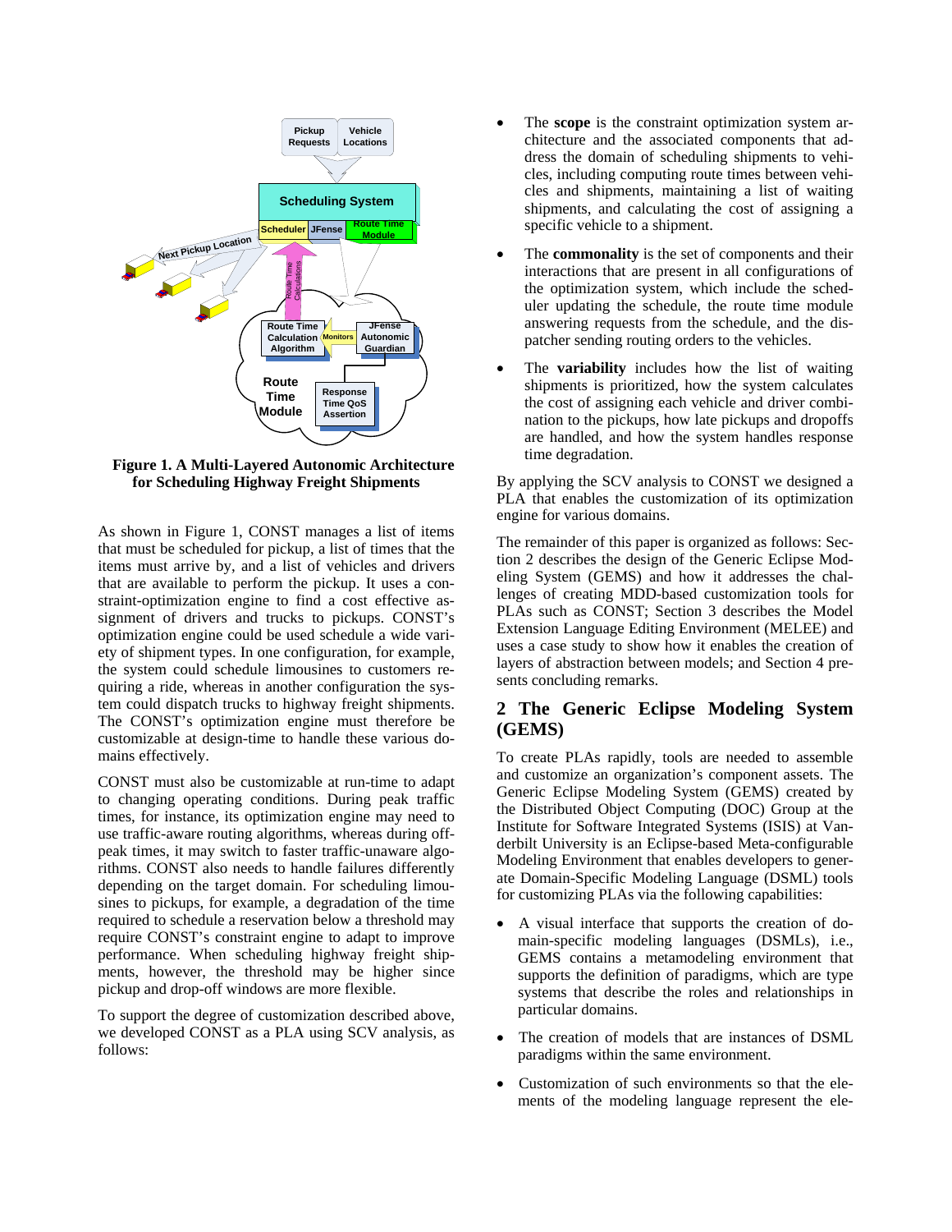Pickup Requests
Vehicle Locations
Scheduling System
Scheduler
JFense
Route Time Module
Next Pickup Location
Route Time Calculations
Route Time Calculation Algorithm
Monitors
JFense Autonomic Guardian
Route Time Module
Response Time QoS Assertion

**Figure 1. A Multi-Layered Autonomic Architecture for Scheduling Highway Freight Shipments**

As shown in Figure 1, CONST manages a list of items that must be scheduled for pickup, a list of times that the items must arrive by, and a list of vehicles and drivers that are available to perform the pickup. It uses a constraint-optimization engine to find a cost effective assignment of drivers and trucks to pickups. CONST's optimization engine could be used schedule a wide variety of shipment types. In one configuration, for example, the system could schedule limousines to customers requiring a ride, whereas in another configuration the system could dispatch trucks to highway freight shipments. The CONST's optimization engine must therefore be customizable at design-time to handle these various domains effectively.

CONST must also be customizable at run-time to adapt to changing operating conditions. During peak traffic times, for instance, its optimization engine may need to use traffic-aware routing algorithms, whereas during off-peak times, it may switch to faster traffic-unaware algorithms. CONST also needs to handle failures differently depending on the target domain. For scheduling limousines to pickups, for example, a degradation of the time required to schedule a reservation below a threshold may require CONST's constraint engine to adapt to improve performance. When scheduling highway freight shipments, however, the threshold may be higher since pickup and drop-off windows are more flexible.

To support the degree of customization described above, we developed CONST as a PLA using SCV analysis, as follows:

- The **scope** is the constraint optimization system architecture and the associated components that address the domain of scheduling shipments to vehicles, including computing route times between vehicles and shipments, maintaining a list of waiting shipments, and calculating the cost of assigning a specific vehicle to a shipment.
- The **commonality** is the set of components and their interactions that are present in all configurations of the optimization system, which include the scheduler updating the schedule, the route time module answering requests from the schedule, and the dispatcher sending routing orders to the vehicles.
- The **variability** includes how the list of waiting shipments is prioritized, how the system calculates the cost of assigning each vehicle and driver combination to the pickups, how late pickups and dropoffs are handled, and how the system handles response time degradation.

By applying the SCV analysis to CONST we designed a PLA that enables the customization of its optimization engine for various domains.

The remainder of this paper is organized as follows: Section 2 describes the design of the Generic Eclipse Modeling System (GEMS) and how it addresses the challenges of creating MDD-based customization tools for PLAs such as CONST; Section 3 describes the Model Extension Language Editing Environment (MELEE) and uses a case study to show how it enables the creation of layers of abstraction between models; and Section 4 presents concluding remarks.

## 2 The Generic Eclipse Modeling System (GEMS)

To create PLAs rapidly, tools are needed to assemble and customize an organization's component assets. The Generic Eclipse Modeling System (GEMS) created by the Distributed Object Computing (DOC) Group at the Institute for Software Integrated Systems (ISIS) at Vanderbilt University is an Eclipse-based Meta-configurable Modeling Environment that enables developers to generate Domain-Specific Modeling Language (DSML) tools for customizing PLAs via the following capabilities:

- A visual interface that supports the creation of domain-specific modeling languages (DSMLs), i.e., GEMS contains a metamodeling environment that supports the definition of paradigms, which are type systems that describe the roles and relationships in particular domains.
- The creation of models that are instances of DSML paradigms within the same environment.
- Customization of such environments so that the elements of the modeling language represent the ele-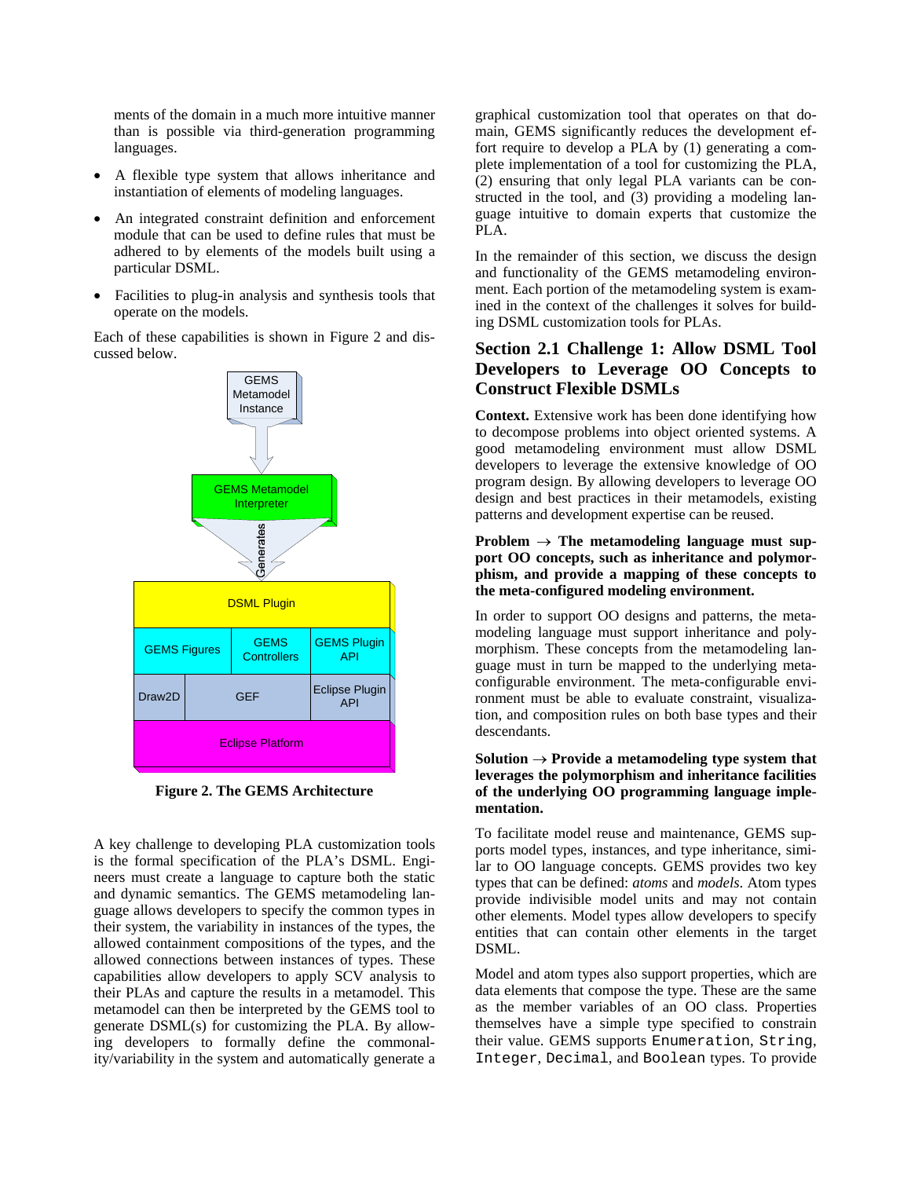ments of the domain in a much more intuitive manner than is possible via third-generation programming languages.

- A flexible type system that allows inheritance and instantiation of elements of modeling languages.
- An integrated constraint definition and enforcement module that can be used to define rules that must be adhered to by elements of the models built using a particular DSML.
- Facilities to plug-in analysis and synthesis tools that operate on the models.

Each of these capabilities is shown in Figure 2 and discussed below.

GEMS Metamodel Instance

GEMS Metamodel Interpreter

Generates

DSML Plugin

GEMS Figures

GEMS Controllers

GEMS Plugin API

Draw2D

GEF

Eclipse Plugin API

Eclipse Platform

**Figure 2. The GEMS Architecture**

A key challenge to developing PLA customization tools is the formal specification of the PLA's DSML. Engineers must create a language to capture both the static and dynamic semantics. The GEMS metamodeling language allows developers to specify the common types in their system, the variability in instances of the types, the allowed containment compositions of the types, and the allowed connections between instances of types. These capabilities allow developers to apply SCV analysis to their PLAs and capture the results in a metamodel. This metamodel can then be interpreted by the GEMS tool to generate DSML(s) for customizing the PLA. By allowing developers to formally define the commonality/variability in the system and automatically generate a graphical customization tool that operates on that domain, GEMS significantly reduces the development effort require to develop a PLA by (1) generating a complete implementation of a tool for customizing the PLA, (2) ensuring that only legal PLA variants can be constructed in the tool, and (3) providing a modeling language intuitive to domain experts that customize the PLA.

In the remainder of this section, we discuss the design and functionality of the GEMS metamodeling environment. Each portion of the metamodeling system is examined in the context of the challenges it solves for building DSML customization tools for PLAs.

## Section 2.1 Challenge 1: Allow DSML Tool Developers to Leverage OO Concepts to Construct Flexible DSMLs

**Context.** Extensive work has been done identifying how to decompose problems into object oriented systems. A good metamodeling environment must allow DSML developers to leverage the extensive knowledge of OO program design. By allowing developers to leverage OO design and best practices in their metamodels, existing patterns and development expertise can be reused.

**Problem → The metamodeling language must support OO concepts, such as inheritance and polymorphism, and provide a mapping of these concepts to the meta-configured modeling environment.**

In order to support OO designs and patterns, the metamodeling language must support inheritance and polymorphism. These concepts from the metamodeling language must in turn be mapped to the underlying meta-configurable environment. The meta-configurable environment must be able to evaluate constraint, visualization, and composition rules on both base types and their descendants.

**Solution → Provide a metamodeling type system that leverages the polymorphism and inheritance facilities of the underlying OO programming language implementation.**

To facilitate model reuse and maintenance, GEMS supports model types, instances, and type inheritance, similar to OO language concepts. GEMS provides two key types that can be defined: *atoms* and *models*. Atom types provide indivisible model units and may not contain other elements. Model types allow developers to specify entities that can contain other elements in the target DSML.

Model and atom types also support properties, which are data elements that compose the type. These are the same as the member variables of an OO class. Properties themselves have a simple type specified to constrain their value. GEMS supports `Enumeration`, `String`, `Integer`, `Decimal`, and `Boolean` types. To provide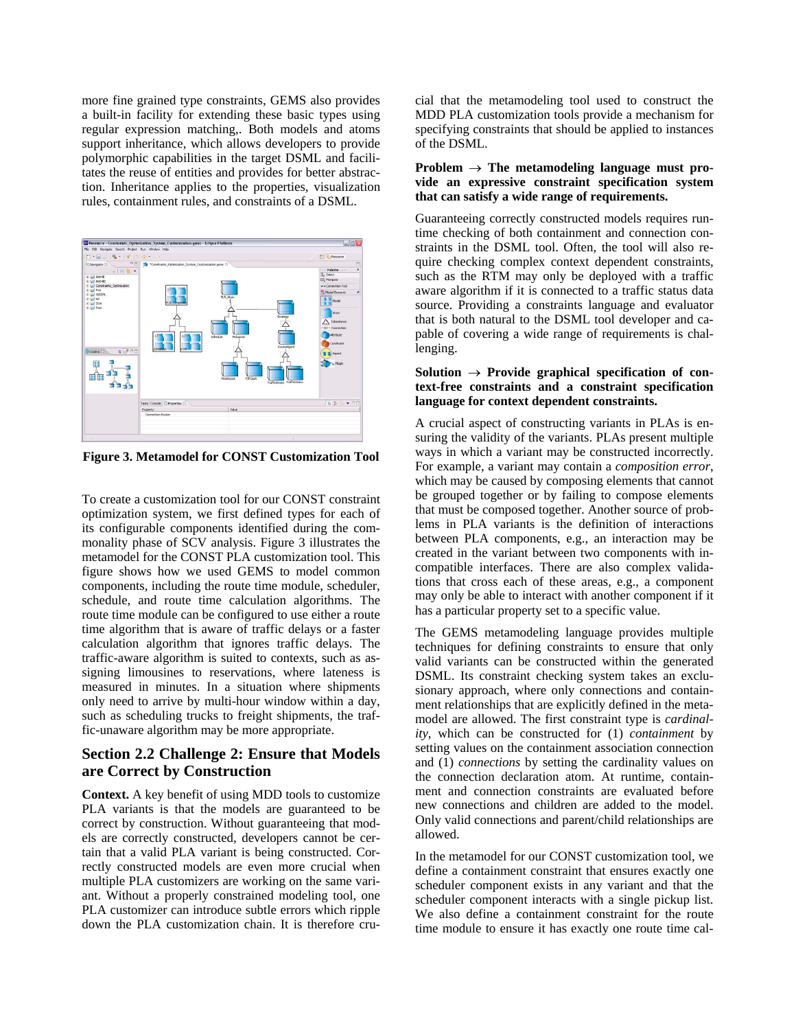more fine grained type constraints, GEMS also provides a built-in facility for extending these basic types using regular expression matching,. Both models and atoms support inheritance, which allows developers to provide polymorphic capabilities in the target DSML and facilitates the reuse of entities and provides for better abstraction. Inheritance applies to the properties, visualization rules, containment rules, and constraints of a DSML.

**Figure 3. Metamodel for CONST Customization Tool**

To create a customization tool for our CONST constraint optimization system, we first defined types for each of its configurable components identified during the commonality phase of SCV analysis. Figure 3 illustrates the metamodel for the CONST PLA customization tool. This figure shows how we used GEMS to model common components, including the route time module, scheduler, schedule, and route time calculation algorithms. The route time module can be configured to use either a route time algorithm that is aware of traffic delays or a faster calculation algorithm that ignores traffic delays. The traffic-aware algorithm is suited to contexts, such as assigning limousines to reservations, where lateness is measured in minutes. In a situation where shipments only need to arrive by multi-hour window within a day, such as scheduling trucks to freight shipments, the traffic-unaware algorithm may be more appropriate.

## Section 2.2 Challenge 2: Ensure that Models are Correct by Construction

**Context.** A key benefit of using MDD tools to customize PLA variants is that the models are guaranteed to be correct by construction. Without guaranteeing that models are correctly constructed, developers cannot be certain that a valid PLA variant is being constructed. Correctly constructed models are even more crucial when multiple PLA customizers are working on the same variant. Without a properly constrained modeling tool, one PLA customizer can introduce subtle errors which ripple down the PLA customization chain. It is therefore crucial that the metamodeling tool used to construct the MDD PLA customization tools provide a mechanism for specifying constraints that should be applied to instances of the DSML.

**Problem → The metamodeling language must provide an expressive constraint specification system that can satisfy a wide range of requirements.**

Guaranteeing correctly constructed models requires runtime checking of both containment and connection constraints in the DSML tool. Often, the tool will also require checking complex context dependent constraints, such as the RTM may only be deployed with a traffic aware algorithm if it is connected to a traffic status data source. Providing a constraints language and evaluator that is both natural to the DSML tool developer and capable of covering a wide range of requirements is challenging.

**Solution → Provide graphical specification of context-free constraints and a constraint specification language for context dependent constraints.**

A crucial aspect of constructing variants in PLAs is ensuring the validity of the variants. PLAs present multiple ways in which a variant may be constructed incorrectly. For example, a variant may contain a *composition error*, which may be caused by composing elements that cannot be grouped together or by failing to compose elements that must be composed together. Another source of problems in PLA variants is the definition of interactions between PLA components, e.g., an interaction may be created in the variant between two components with incompatible interfaces. There are also complex validations that cross each of these areas, e.g., a component may only be able to interact with another component if it has a particular property set to a specific value.

The GEMS metamodeling language provides multiple techniques for defining constraints to ensure that only valid variants can be constructed within the generated DSML. Its constraint checking system takes an exclusionary approach, where only connections and containment relationships that are explicitly defined in the metamodel are allowed. The first constraint type is *cardinality*, which can be constructed for (1) *containment* by setting values on the containment association connection and (1) *connections* by setting the cardinality values on the connection declaration atom. At runtime, containment and connection constraints are evaluated before new connections and children are added to the model. Only valid connections and parent/child relationships are allowed.

In the metamodel for our CONST customization tool, we define a containment constraint that ensures exactly one scheduler component exists in any variant and that the scheduler component interacts with a single pickup list. We also define a containment constraint for the route time module to ensure it has exactly one route time cal-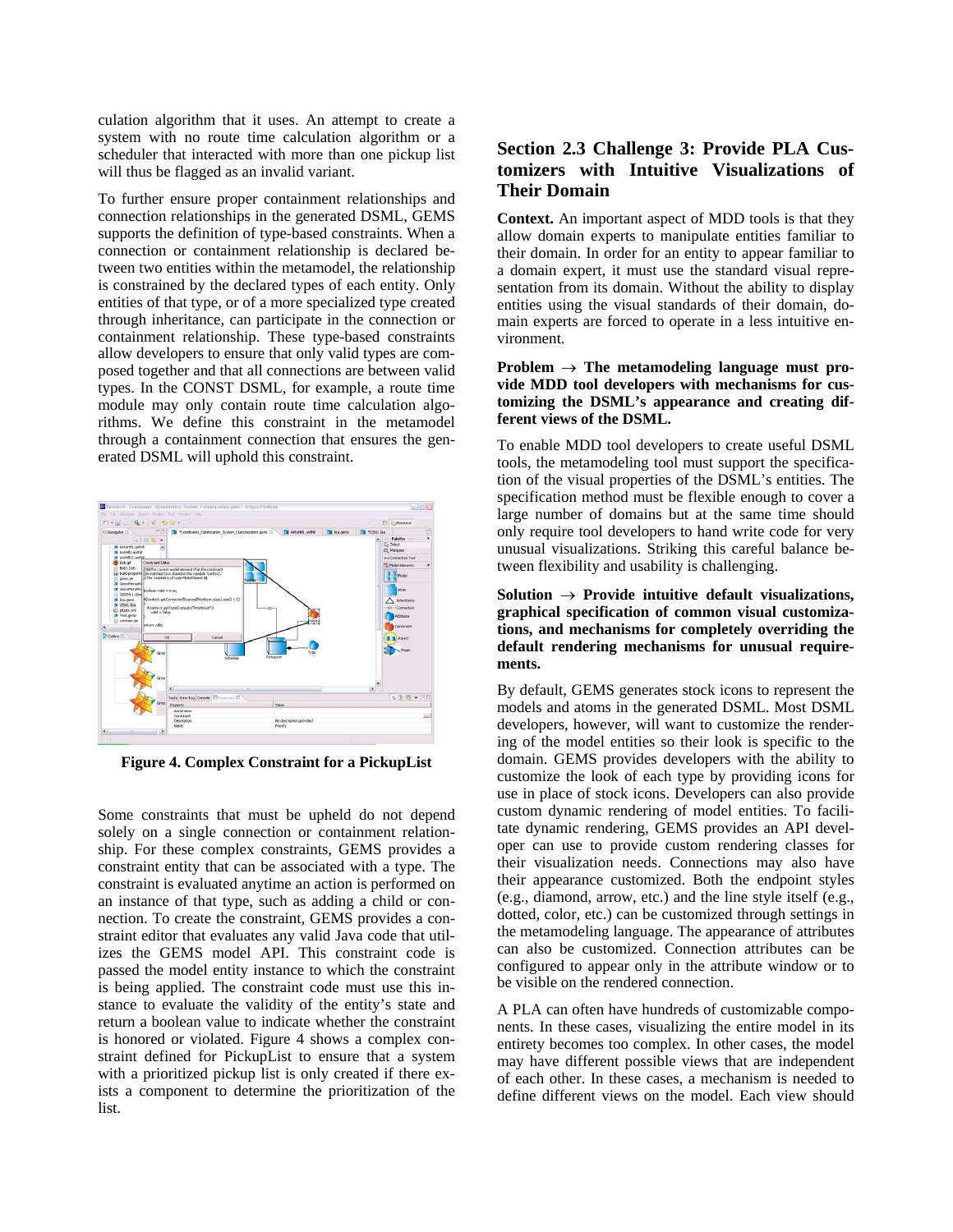culation algorithm that it uses. An attempt to create a system with no route time calculation algorithm or a scheduler that interacted with more than one pickup list will thus be flagged as an invalid variant.

To further ensure proper containment relationships and connection relationships in the generated DSML, GEMS supports the definition of type-based constraints. When a connection or containment relationship is declared between two entities within the metamodel, the relationship is constrained by the declared types of each entity. Only entities of that type, or of a more specialized type created through inheritance, can participate in the connection or containment relationship. These type-based constraints allow developers to ensure that only valid types are composed together and that all connections are between valid types. In the CONST DSML, for example, a route time module may only contain route time calculation algorithms. We define this constraint in the metamodel through a containment connection that ensures the generated DSML will uphold this constraint.

**Figure 4. Complex Constraint for a PickupList**

Some constraints that must be upheld do not depend solely on a single connection or containment relationship. For these complex constraints, GEMS provides a constraint entity that can be associated with a type. The constraint is evaluated anytime an action is performed on an instance of that type, such as adding a child or connection. To create the constraint, GEMS provides a constraint editor that evaluates any valid Java code that utilizes the GEMS model API. This constraint code is passed the model entity instance to which the constraint is being applied. The constraint code must use this instance to evaluate the validity of the entity's state and return a boolean value to indicate whether the constraint is honored or violated. Figure 4 shows a complex constraint defined for PickupList to ensure that a system with a prioritized pickup list is only created if there exists a component to determine the prioritization of the list.

## Section 2.3 Challenge 3: Provide PLA Customizers with Intuitive Visualizations of Their Domain

**Context.** An important aspect of MDD tools is that they allow domain experts to manipulate entities familiar to their domain. In order for an entity to appear familiar to a domain expert, it must use the standard visual representation from its domain. Without the ability to display entities using the visual standards of their domain, domain experts are forced to operate in a less intuitive environment.

**Problem → The metamodeling language must provide MDD tool developers with mechanisms for customizing the DSML's appearance and creating different views of the DSML.**

To enable MDD tool developers to create useful DSML tools, the metamodeling tool must support the specification of the visual properties of the DSML's entities. The specification method must be flexible enough to cover a large number of domains but at the same time should only require tool developers to hand write code for very unusual visualizations. Striking this careful balance between flexibility and usability is challenging.

**Solution → Provide intuitive default visualizations, graphical specification of common visual customizations, and mechanisms for completely overriding the default rendering mechanisms for unusual requirements.**

By default, GEMS generates stock icons to represent the models and atoms in the generated DSML. Most DSML developers, however, will want to customize the rendering of the model entities so their look is specific to the domain. GEMS provides developers with the ability to customize the look of each type by providing icons for use in place of stock icons. Developers can also provide custom dynamic rendering of model entities. To facilitate dynamic rendering, GEMS provides an API developer can use to provide custom rendering classes for their visualization needs. Connections may also have their appearance customized. Both the endpoint styles (e.g., diamond, arrow, etc.) and the line style itself (e.g., dotted, color, etc.) can be customized through settings in the metamodeling language. The appearance of attributes can also be customized. Connection attributes can be configured to appear only in the attribute window or to be visible on the rendered connection.

A PLA can often have hundreds of customizable components. In these cases, visualizing the entire model in its entirety becomes too complex. In other cases, the model may have different possible views that are independent of each other. In these cases, a mechanism is needed to define different views on the model. Each view should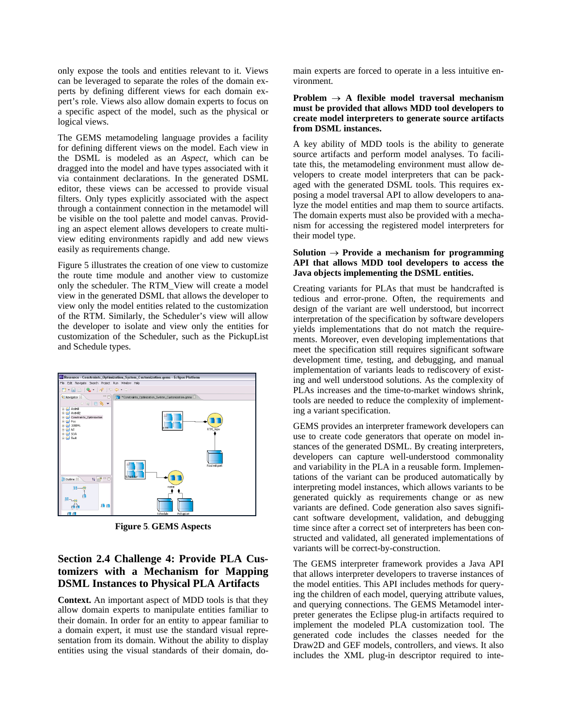only expose the tools and entities relevant to it. Views can be leveraged to separate the roles of the domain experts by defining different views for each domain expert's role. Views also allow domain experts to focus on a specific aspect of the model, such as the physical or logical views.

The GEMS metamodeling language provides a facility for defining different views on the model. Each view in the DSML is modeled as an *Aspect*, which can be dragged into the model and have types associated with it via containment declarations. In the generated DSML editor, these views can be accessed to provide visual filters. Only types explicitly associated with the aspect through a containment connection in the metamodel will be visible on the tool palette and model canvas. Providing an aspect element allows developers to create multiview editing environments rapidly and add new views easily as requirements change.

Figure 5 illustrates the creation of one view to customize the route time module and another view to customize only the scheduler. The RTM_View will create a model view in the generated DSML that allows the developer to view only the model entities related to the customization of the RTM. Similarly, the Scheduler's view will allow the developer to isolate and view only the entities for customization of the Scheduler, such as the PickupList and Schedule types.

**Figure 5**. **GEMS Aspects**

## Section 2.4 Challenge 4: Provide PLA Customizers with a Mechanism for Mapping DSML Instances to Physical PLA Artifacts

**Context.** An important aspect of MDD tools is that they allow domain experts to manipulate entities familiar to their domain. In order for an entity to appear familiar to a domain expert, it must use the standard visual representation from its domain. Without the ability to display entities using the visual standards of their domain, domain experts are forced to operate in a less intuitive environment.

**Problem $\rightarrow$ A flexible model traversal mechanism must be provided that allows MDD tool developers to create model interpreters to generate source artifacts from DSML instances.**

A key ability of MDD tools is the ability to generate source artifacts and perform model analyses. To facilitate this, the metamodeling environment must allow developers to create model interpreters that can be packaged with the generated DSML tools. This requires exposing a model traversal API to allow developers to analyze the model entities and map them to source artifacts. The domain experts must also be provided with a mechanism for accessing the registered model interpreters for their model type.

**Solution $\rightarrow$ Provide a mechanism for programming API that allows MDD tool developers to access the Java objects implementing the DSML entities.**

Creating variants for PLAs that must be handcrafted is tedious and error-prone. Often, the requirements and design of the variant are well understood, but incorrect interpretation of the specification by software developers yields implementations that do not match the requirements. Moreover, even developing implementations that meet the specification still requires significant software development time, testing, and debugging, and manual implementation of variants leads to rediscovery of existing and well understood solutions. As the complexity of PLAs increases and the time-to-market windows shrink, tools are needed to reduce the complexity of implementing a variant specification.

GEMS provides an interpreter framework developers can use to create code generators that operate on model instances of the generated DSML. By creating interpreters, developers can capture well-understood commonality and variability in the PLA in a reusable form. Implementations of the variant can be produced automatically by interpreting model instances, which allows variants to be generated quickly as requirements change or as new variants are defined. Code generation also saves significant software development, validation, and debugging time since after a correct set of interpreters has been constructed and validated, all generated implementations of variants will be correct-by-construction.

The GEMS interpreter framework provides a Java API that allows interpreter developers to traverse instances of the model entities. This API includes methods for querying the children of each model, querying attribute values, and querying connections. The GEMS Metamodel interpreter generates the Eclipse plug-in artifacts required to implement the modeled PLA customization tool. The generated code includes the classes needed for the Draw2D and GEF models, controllers, and views. It also includes the XML plug-in descriptor required to inte-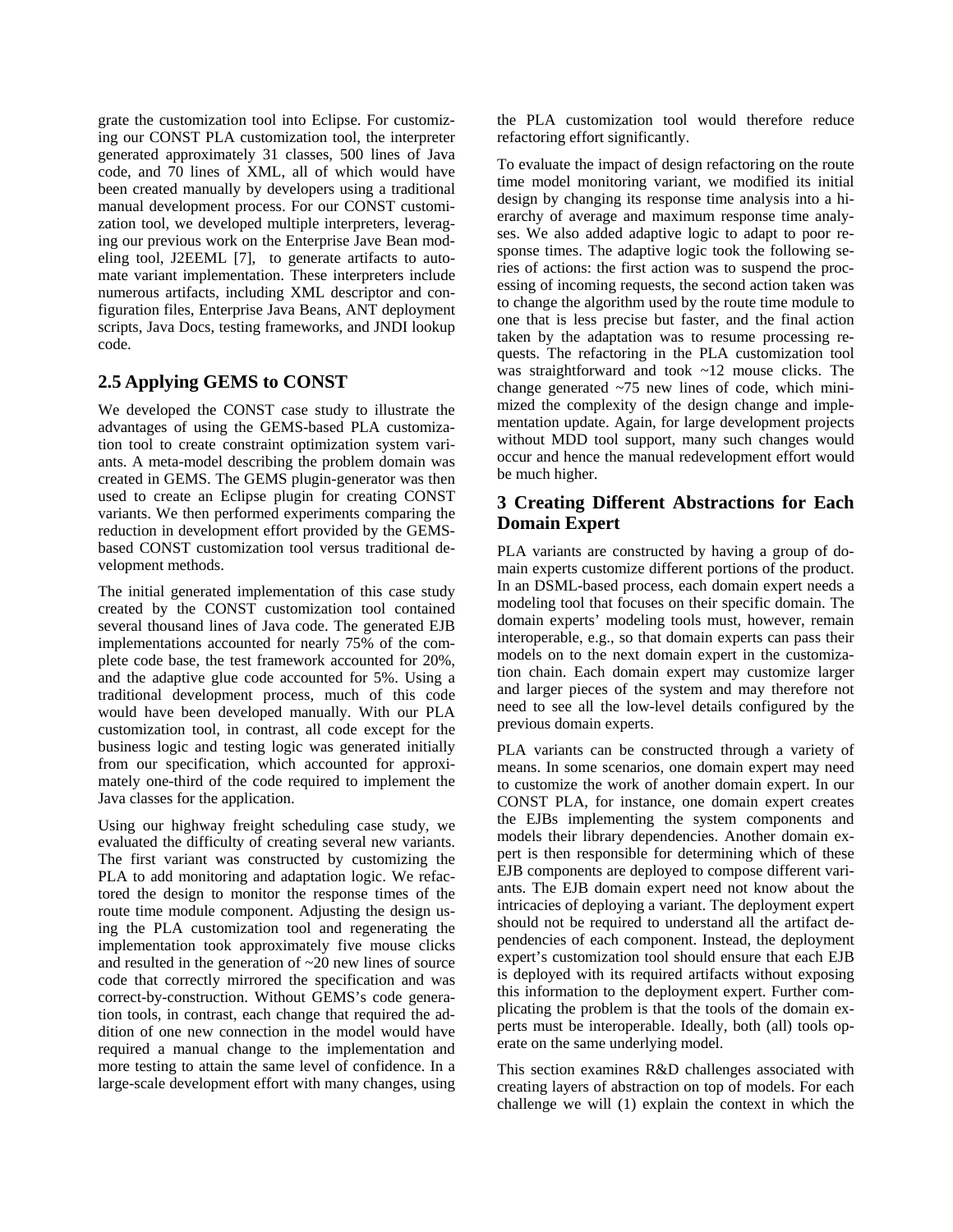grate the customization tool into Eclipse. For customizing our CONST PLA customization tool, the interpreter generated approximately 31 classes, 500 lines of Java code, and 70 lines of XML, all of which would have been created manually by developers using a traditional manual development process. For our CONST customization tool, we developed multiple interpreters, leveraging our previous work on the Enterprise Jave Bean modeling tool, J2EEML [7], to generate artifacts to automate variant implementation. These interpreters include numerous artifacts, including XML descriptor and configuration files, Enterprise Java Beans, ANT deployment scripts, Java Docs, testing frameworks, and JNDI lookup code.

## 2.5 Applying GEMS to CONST

We developed the CONST case study to illustrate the advantages of using the GEMS-based PLA customization tool to create constraint optimization system variants. A meta-model describing the problem domain was created in GEMS. The GEMS plugin-generator was then used to create an Eclipse plugin for creating CONST variants. We then performed experiments comparing the reduction in development effort provided by the GEMS-based CONST customization tool versus traditional development methods.

The initial generated implementation of this case study created by the CONST customization tool contained several thousand lines of Java code. The generated EJB implementations accounted for nearly 75% of the complete code base, the test framework accounted for 20%, and the adaptive glue code accounted for 5%. Using a traditional development process, much of this code would have been developed manually. With our PLA customization tool, in contrast, all code except for the business logic and testing logic was generated initially from our specification, which accounted for approximately one-third of the code required to implement the Java classes for the application.

Using our highway freight scheduling case study, we evaluated the difficulty of creating several new variants. The first variant was constructed by customizing the PLA to add monitoring and adaptation logic. We refactored the design to monitor the response times of the route time module component. Adjusting the design using the PLA customization tool and regenerating the implementation took approximately five mouse clicks and resulted in the generation of ~20 new lines of source code that correctly mirrored the specification and was correct-by-construction. Without GEMS's code generation tools, in contrast, each change that required the addition of one new connection in the model would have required a manual change to the implementation and more testing to attain the same level of confidence. In a large-scale development effort with many changes, using the PLA customization tool would therefore reduce refactoring effort significantly.

To evaluate the impact of design refactoring on the route time model monitoring variant, we modified its initial design by changing its response time analysis into a hierarchy of average and maximum response time analyses. We also added adaptive logic to adapt to poor response times. The adaptive logic took the following series of actions: the first action was to suspend the processing of incoming requests, the second action taken was to change the algorithm used by the route time module to one that is less precise but faster, and the final action taken by the adaptation was to resume processing requests. The refactoring in the PLA customization tool was straightforward and took ~12 mouse clicks. The change generated ~75 new lines of code, which minimized the complexity of the design change and implementation update. Again, for large development projects without MDD tool support, many such changes would occur and hence the manual redevelopment effort would be much higher.

# 3 Creating Different Abstractions for Each Domain Expert

PLA variants are constructed by having a group of domain experts customize different portions of the product. In an DSML-based process, each domain expert needs a modeling tool that focuses on their specific domain. The domain experts' modeling tools must, however, remain interoperable, e.g., so that domain experts can pass their models on to the next domain expert in the customization chain. Each domain expert may customize larger and larger pieces of the system and may therefore not need to see all the low-level details configured by the previous domain experts.

PLA variants can be constructed through a variety of means. In some scenarios, one domain expert may need to customize the work of another domain expert. In our CONST PLA, for instance, one domain expert creates the EJBs implementing the system components and models their library dependencies. Another domain expert is then responsible for determining which of these EJB components are deployed to compose different variants. The EJB domain expert need not know about the intricacies of deploying a variant. The deployment expert should not be required to understand all the artifact dependencies of each component. Instead, the deployment expert's customization tool should ensure that each EJB is deployed with its required artifacts without exposing this information to the deployment expert. Further complicating the problem is that the tools of the domain experts must be interoperable. Ideally, both (all) tools operate on the same underlying model.

This section examines R&D challenges associated with creating layers of abstraction on top of models. For each challenge we will (1) explain the context in which the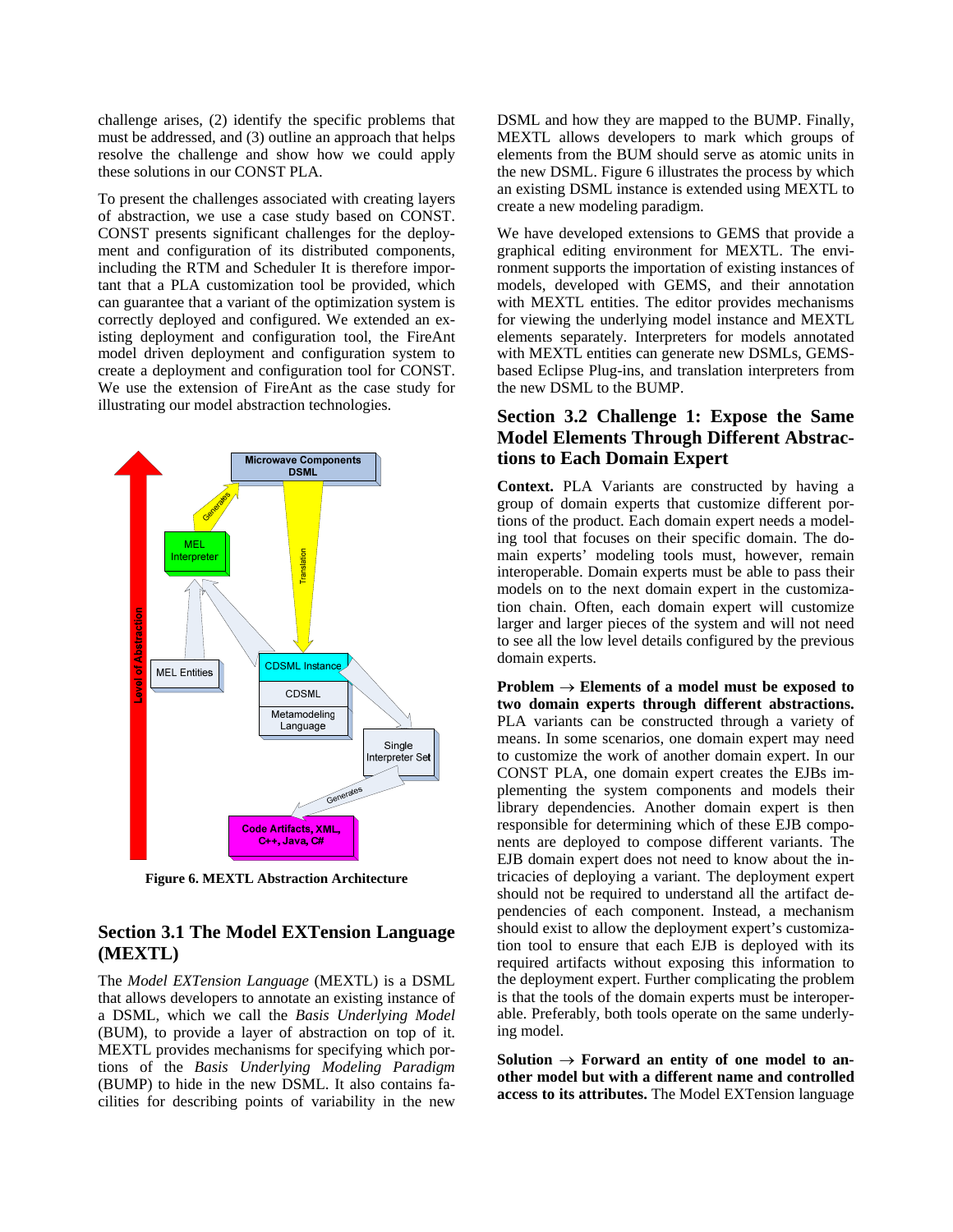challenge arises, (2) identify the specific problems that must be addressed, and (3) outline an approach that helps resolve the challenge and show how we could apply these solutions in our CONST PLA.

To present the challenges associated with creating layers of abstraction, we use a case study based on CONST. CONST presents significant challenges for the deployment and configuration of its distributed components, including the RTM and Scheduler It is therefore important that a PLA customization tool be provided, which can guarantee that a variant of the optimization system is correctly deployed and configured. We extended an existing deployment and configuration tool, the FireAnt model driven deployment and configuration system to create a deployment and configuration tool for CONST. We use the extension of FireAnt as the case study for illustrating our model abstraction technologies.

**Figure 6. MEXTL Abstraction Architecture**

## Section 3.1 The Model EXTension Language (MEXTL)

The *Model EXTension Language* (MEXTL) is a DSML that allows developers to annotate an existing instance of a DSML, which we call the *Basis Underlying Model* (BUM), to provide a layer of abstraction on top of it. MEXTL provides mechanisms for specifying which portions of the *Basis Underlying Modeling Paradigm* (BUMP) to hide in the new DSML. It also contains facilities for describing points of variability in the new DSML and how they are mapped to the BUMP. Finally, MEXTL allows developers to mark which groups of elements from the BUM should serve as atomic units in the new DSML. Figure 6 illustrates the process by which an existing DSML instance is extended using MEXTL to create a new modeling paradigm.

We have developed extensions to GEMS that provide a graphical editing environment for MEXTL. The environment supports the importation of existing instances of models, developed with GEMS, and their annotation with MEXTL entities. The editor provides mechanisms for viewing the underlying model instance and MEXTL elements separately. Interpreters for models annotated with MEXTL entities can generate new DSMLs, GEMS-based Eclipse Plug-ins, and translation interpreters from the new DSML to the BUMP.

## Section 3.2 Challenge 1: Expose the Same Model Elements Through Different Abstractions to Each Domain Expert

**Context.** PLA Variants are constructed by having a group of domain experts that customize different portions of the product. Each domain expert needs a modeling tool that focuses on their specific domain. The domain experts' modeling tools must, however, remain interoperable. Domain experts must be able to pass their models on to the next domain expert in the customization chain. Often, each domain expert will customize larger and larger pieces of the system and will not need to see all the low level details configured by the previous domain experts.

**Problem → Elements of a model must be exposed to two domain experts through different abstractions.** PLA variants can be constructed through a variety of means. In some scenarios, one domain expert may need to customize the work of another domain expert. In our CONST PLA, one domain expert creates the EJBs implementing the system components and models their library dependencies. Another domain expert is then responsible for determining which of these EJB components are deployed to compose different variants. The EJB domain expert does not need to know about the intricacies of deploying a variant. The deployment expert should not be required to understand all the artifact dependencies of each component. Instead, a mechanism should exist to allow the deployment expert's customization tool to ensure that each EJB is deployed with its required artifacts without exposing this information to the deployment expert. Further complicating the problem is that the tools of the domain experts must be interoperable. Preferably, both tools operate on the same underlying model.

**Solution → Forward an entity of one model to another model but with a different name and controlled access to its attributes.** The Model EXTension language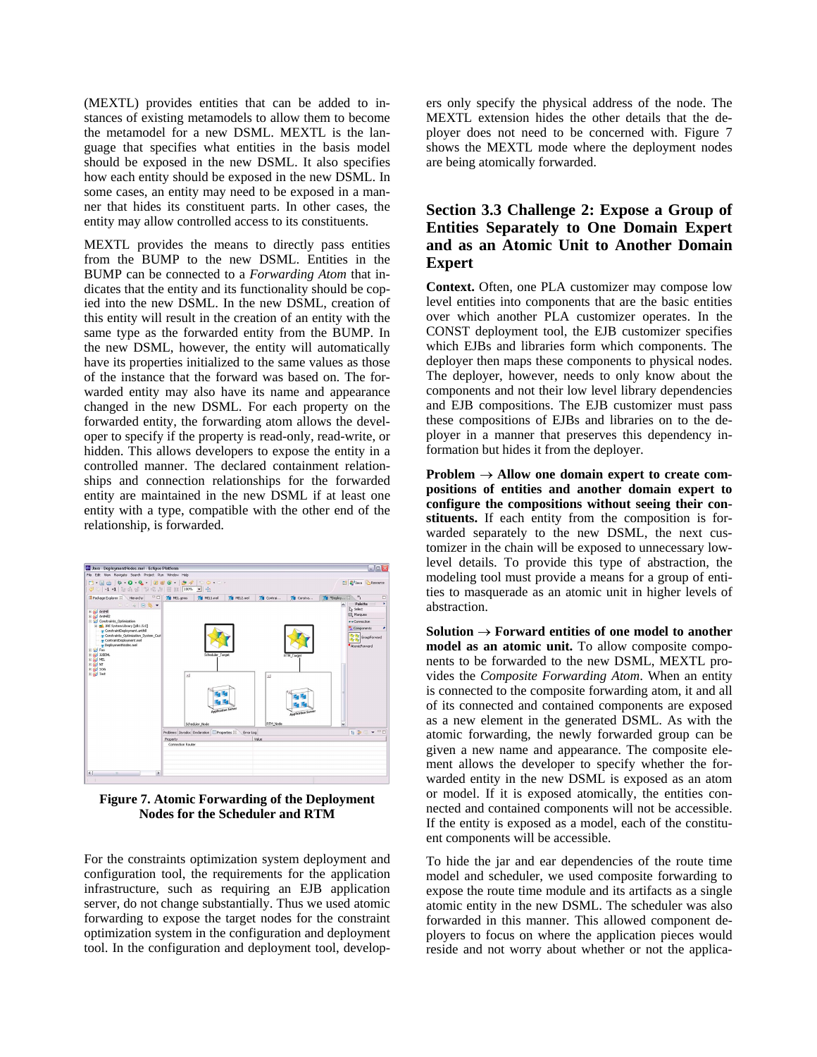(MEXTL) provides entities that can be added to instances of existing metamodels to allow them to become the metamodel for a new DSML. MEXTL is the language that specifies what entities in the basis model should be exposed in the new DSML. It also specifies how each entity should be exposed in the new DSML. In some cases, an entity may need to be exposed in a manner that hides its constituent parts. In other cases, the entity may allow controlled access to its constituents.

MEXTL provides the means to directly pass entities from the BUMP to the new DSML. Entities in the BUMP can be connected to a *Forwarding Atom* that indicates that the entity and its functionality should be copied into the new DSML. In the new DSML, creation of this entity will result in the creation of an entity with the same type as the forwarded entity from the BUMP. In the new DSML, however, the entity will automatically have its properties initialized to the same values as those of the instance that the forward was based on. The forwarded entity may also have its name and appearance changed in the new DSML. For each property on the forwarded entity, the forwarding atom allows the developer to specify if the property is read-only, read-write, or hidden. This allows developers to expose the entity in a controlled manner. The declared containment relationships and connection relationships for the forwarded entity are maintained in the new DSML if at least one entity with a type, compatible with the other end of the relationship, is forwarded.

**Figure 7. Atomic Forwarding of the Deployment Nodes for the Scheduler and RTM**

For the constraints optimization system deployment and configuration tool, the requirements for the application infrastructure, such as requiring an EJB application server, do not change substantially. Thus we used atomic forwarding to expose the target nodes for the constraint optimization system in the configuration and deployment tool. In the configuration and deployment tool, developers only specify the physical address of the node. The MEXTL extension hides the other details that the deployer does not need to be concerned with. Figure 7 shows the MEXTL mode where the deployment nodes are being atomically forwarded.

## Section 3.3 Challenge 2: Expose a Group of Entities Separately to One Domain Expert and as an Atomic Unit to Another Domain Expert

**Context.** Often, one PLA customizer may compose low level entities into components that are the basic entities over which another PLA customizer operates. In the CONST deployment tool, the EJB customizer specifies which EJBs and libraries form which components. The deployer then maps these components to physical nodes. The deployer, however, needs to only know about the components and not their low level library dependencies and EJB compositions. The EJB customizer must pass these compositions of EJBs and libraries on to the deployer in a manner that preserves this dependency information but hides it from the deployer.

**Problem → Allow one domain expert to create compositions of entities and another domain expert to configure the compositions without seeing their constituents.** If each entity from the composition is forwarded separately to the new DSML, the next customizer in the chain will be exposed to unnecessary low-level details. To provide this type of abstraction, the modeling tool must provide a means for a group of entities to masquerade as an atomic unit in higher levels of abstraction.

**Solution → Forward entities of one model to another model as an atomic unit.** To allow composite components to be forwarded to the new DSML, MEXTL provides the *Composite Forwarding Atom*. When an entity is connected to the composite forwarding atom, it and all of its connected and contained components are exposed as a new element in the generated DSML. As with the atomic forwarding, the newly forwarded group can be given a new name and appearance. The composite element allows the developer to specify whether the forwarded entity in the new DSML is exposed as an atom or model. If it is exposed atomically, the entities connected and contained components will not be accessible. If the entity is exposed as a model, each of the constituent components will be accessible.

To hide the jar and ear dependencies of the route time model and scheduler, we used composite forwarding to expose the route time module and its artifacts as a single atomic entity in the new DSML. The scheduler was also forwarded in this manner. This allowed component deployers to focus on where the application pieces would reside and not worry about whether or not the applica-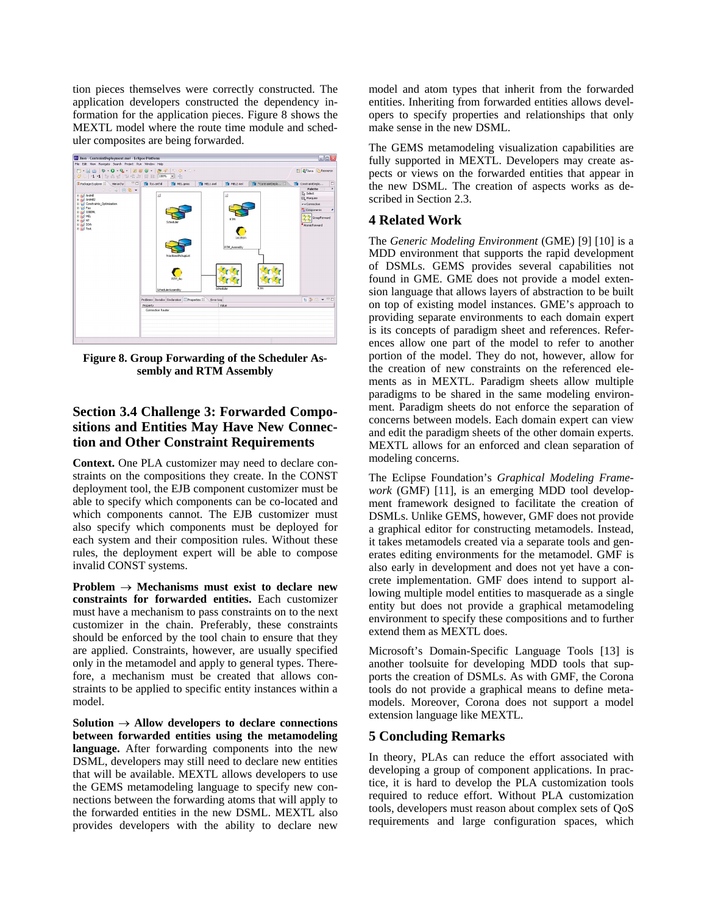tion pieces themselves were correctly constructed. The application developers constructed the dependency information for the application pieces. Figure 8 shows the MEXTL model where the route time module and scheduler composites are being forwarded.

**Figure 8. Group Forwarding of the Scheduler Assembly and RTM Assembly**

## Section 3.4 Challenge 3: Forwarded Compositions and Entities May Have New Connection and Other Constraint Requirements

**Context.** One PLA customizer may need to declare constraints on the compositions they create. In the CONST deployment tool, the EJB component customizer must be able to specify which components can be co-located and which components cannot. The EJB customizer must also specify which components must be deployed for each system and their composition rules. Without these rules, the deployment expert will be able to compose invalid CONST systems.

**Problem → Mechanisms must exist to declare new constraints for forwarded entities.** Each customizer must have a mechanism to pass constraints on to the next customizer in the chain. Preferably, these constraints should be enforced by the tool chain to ensure that they are applied. Constraints, however, are usually specified only in the metamodel and apply to general types. Therefore, a mechanism must be created that allows constraints to be applied to specific entity instances within a model.

**Solution → Allow developers to declare connections between forwarded entities using the metamodeling language.** After forwarding components into the new DSML, developers may still need to declare new entities that will be available. MEXTL allows developers to use the GEMS metamodeling language to specify new connections between the forwarding atoms that will apply to the forwarded entities in the new DSML. MEXTL also provides developers with the ability to declare new model and atom types that inherit from the forwarded entities. Inheriting from forwarded entities allows developers to specify properties and relationships that only make sense in the new DSML.

The GEMS metamodeling visualization capabilities are fully supported in MEXTL. Developers may create aspects or views on the forwarded entities that appear in the new DSML. The creation of aspects works as described in Section 2.3.

## 4 Related Work

The *Generic Modeling Environment* (GME) [9] [10] is a MDD environment that supports the rapid development of DSMLs. GEMS provides several capabilities not found in GME. GME does not provide a model extension language that allows layers of abstraction to be built on top of existing model instances. GME's approach to providing separate environments to each domain expert is its concepts of paradigm sheet and references. References allow one part of the model to refer to another portion of the model. They do not, however, allow for the creation of new constraints on the referenced elements as in MEXTL. Paradigm sheets allow multiple paradigms to be shared in the same modeling environment. Paradigm sheets do not enforce the separation of concerns between models. Each domain expert can view and edit the paradigm sheets of the other domain experts. MEXTL allows for an enforced and clean separation of modeling concerns.

The Eclipse Foundation's *Graphical Modeling Framework* (GMF) [11], is an emerging MDD tool development framework designed to facilitate the creation of DSMLs. Unlike GEMS, however, GMF does not provide a graphical editor for constructing metamodels. Instead, it takes metamodels created via a separate tools and generates editing environments for the metamodel. GMF is also early in development and does not yet have a concrete implementation. GMF does intend to support allowing multiple model entities to masquerade as a single entity but does not provide a graphical metamodeling environment to specify these compositions and to further extend them as MEXTL does.

Microsoft's Domain-Specific Language Tools [13] is another toolsuite for developing MDD tools that supports the creation of DSMLs. As with GMF, the Corona tools do not provide a graphical means to define metamodels. Moreover, Corona does not support a model extension language like MEXTL.

## 5 Concluding Remarks

In theory, PLAs can reduce the effort associated with developing a group of component applications. In practice, it is hard to develop the PLA customization tools required to reduce effort. Without PLA customization tools, developers must reason about complex sets of QoS requirements and large configuration spaces, which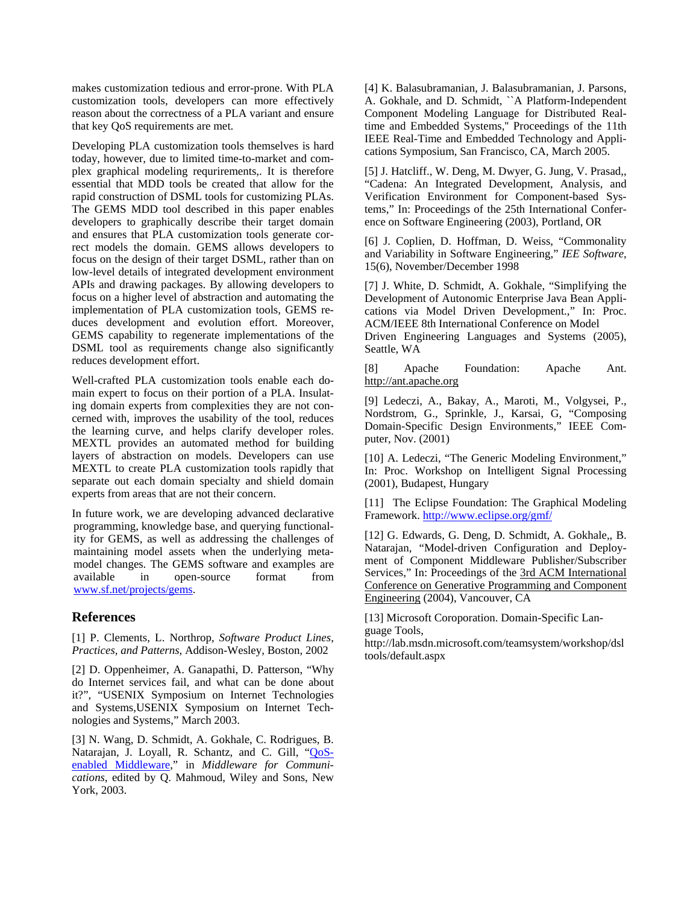makes customization tedious and error-prone. With PLA customization tools, developers can more effectively reason about the correctness of a PLA variant and ensure that key QoS requirements are met.

Developing PLA customization tools themselves is hard today, however, due to limited time-to-market and complex graphical modeling requrirements,. It is therefore essential that MDD tools be created that allow for the rapid construction of DSML tools for customizing PLAs. The GEMS MDD tool described in this paper enables developers to graphically describe their target domain and ensures that PLA customization tools generate correct models the domain. GEMS allows developers to focus on the design of their target DSML, rather than on low-level details of integrated development environment APIs and drawing packages. By allowing developers to focus on a higher level of abstraction and automating the implementation of PLA customization tools, GEMS reduces development and evolution effort. Moreover, GEMS capability to regenerate implementations of the DSML tool as requirements change also significantly reduces development effort.

Well-crafted PLA customization tools enable each domain expert to focus on their portion of a PLA. Insulating domain experts from complexities they are not concerned with, improves the usability of the tool, reduces the learning curve, and helps clarify developer roles. MEXTL provides an automated method for building layers of abstraction on models. Developers can use MEXTL to create PLA customization tools rapidly that separate out each domain specialty and shield domain experts from areas that are not their concern.

In future work, we are developing advanced declarative programming, knowledge base, and querying functionality for GEMS, as well as addressing the challenges of maintaining model assets when the underlying metamodel changes. The GEMS software and examples are available in open-source format from www.sf.net/projects/gems.

## References

[1] P. Clements, L. Northrop, *Software Product Lines, Practices, and Patterns*, Addison-Wesley, Boston, 2002

[2] D. Oppenheimer, A. Ganapathi, D. Patterson, "Why do Internet services fail, and what can be done about it?", "USENIX Symposium on Internet Technologies and Systems,USENIX Symposium on Internet Technologies and Systems," March 2003.

[3] N. Wang, D. Schmidt, A. Gokhale, C. Rodrigues, B. Natarajan, J. Loyall, R. Schantz, and C. Gill, "QoS-enabled Middleware," in *Middleware for Communications*, edited by Q. Mahmoud, Wiley and Sons, New York, 2003.

[4] K. Balasubramanian, J. Balasubramanian, J. Parsons, A. Gokhale, and D. Schmidt, ``A Platform-Independent Component Modeling Language for Distributed Real-time and Embedded Systems," Proceedings of the 11th IEEE Real-Time and Embedded Technology and Applications Symposium, San Francisco, CA, March 2005.

[5] J. Hatcliff., W. Deng, M. Dwyer, G. Jung, V. Prasad,, "Cadena: An Integrated Development, Analysis, and Verification Environment for Component-based Systems," In: Proceedings of the 25th International Conference on Software Engineering (2003), Portland, OR

[6] J. Coplien, D. Hoffman, D. Weiss, "Commonality and Variability in Software Engineering," *IEE Software*, 15(6), November/December 1998

[7] J. White, D. Schmidt, A. Gokhale, "Simplifying the Development of Autonomic Enterprise Java Bean Applications via Model Driven Development.," In: Proc. ACM/IEEE 8th International Conference on Model Driven Engineering Languages and Systems (2005), Seattle, WA

[8] Apache Foundation: Apache Ant. http://ant.apache.org

[9] Ledeczi, A., Bakay, A., Maroti, M., Volgysei, P., Nordstrom, G., Sprinkle, J., Karsai, G, "Composing Domain-Specific Design Environments," IEEE Computer, Nov. (2001)

[10] A. Ledeczi, "The Generic Modeling Environment," In: Proc. Workshop on Intelligent Signal Processing (2001), Budapest, Hungary

[11] The Eclipse Foundation: The Graphical Modeling Framework. http://www.eclipse.org/gmf/

[12] G. Edwards, G. Deng, D. Schmidt, A. Gokhale,, B. Natarajan, "Model-driven Configuration and Deployment of Component Middleware Publisher/Subscriber Services," In: Proceedings of the 3rd ACM International Conference on Generative Programming and Component Engineering (2004), Vancouver, CA

[13] Microsoft Coroporation. Domain-Specific Language Tools, http://lab.msdn.microsoft.com/teamsystem/workshop/dsltools/default.aspx